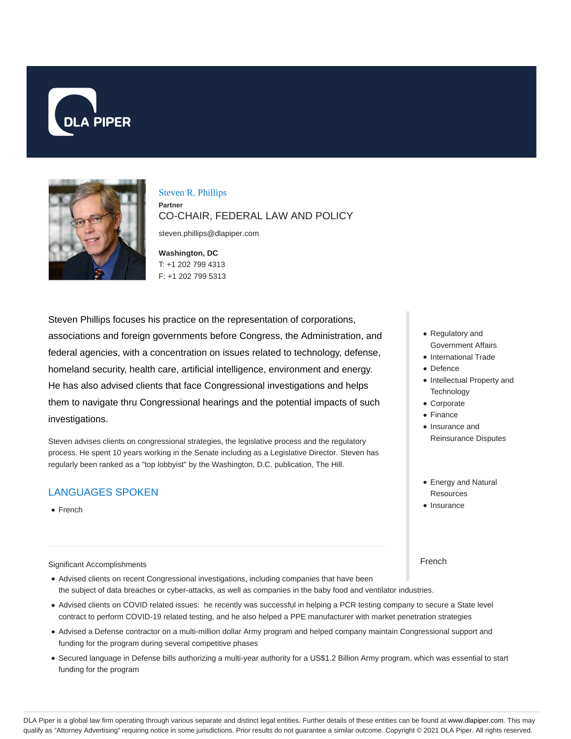DLA PIPER

# Steven R. Phillips

**Partner**

CO-CHAIR, FEDERAL LAW AND POLICY

steven.phillips@dlapiper.com

**Washington, DC**
T: +1 202 799 4313
F: +1 202 799 5313

Steven Phillips focuses his practice on the representation of corporations, associations and foreign governments before Congress, the Administration, and federal agencies, with a concentration on issues related to technology, defense, homeland security, health care, artificial intelligence, environment and energy. He has also advised clients that face Congressional investigations and helps them to navigate thru Congressional hearings and the potential impacts of such investigations.

Steven advises clients on congressional strategies, the legislative process and the regulatory process. He spent 10 years working in the Senate including as a Legislative Director. Steven has regularly been ranked as a "top lobbyist" by the Washington, D.C. publication, The Hill.

- Regulatory and Government Affairs
- International Trade
- Defence
- Intellectual Property and Technology
- Corporate
- Finance
- Insurance and Reinsurance Disputes

- Energy and Natural Resources
- Insurance

## LANGUAGES SPOKEN

- French

French

Significant Accomplishments

- Advised clients on recent Congressional investigations, including companies that have been the subject of data breaches or cyber-attacks, as well as companies in the baby food and ventilator industries.
- Advised clients on COVID related issues: he recently was successful in helping a PCR testing company to secure a State level contract to perform COVID-19 related testing, and he also helped a PPE manufacturer with market penetration strategies
- Advised a Defense contractor on a multi-million dollar Army program and helped company maintain Congressional support and funding for the program during several competitive phases
- Secured language in Defense bills authorizing a multi-year authority for a US$1.2 Billion Army program, which was essential to start funding for the program

DLA Piper is a global law firm operating through various separate and distinct legal entities. Further details of these entities can be found at www.dlapiper.com. This may qualify as "Attorney Advertising" requiring notice in some jurisdictions. Prior results do not guarantee a similar outcome. Copyright © 2021 DLA Piper. All rights reserved.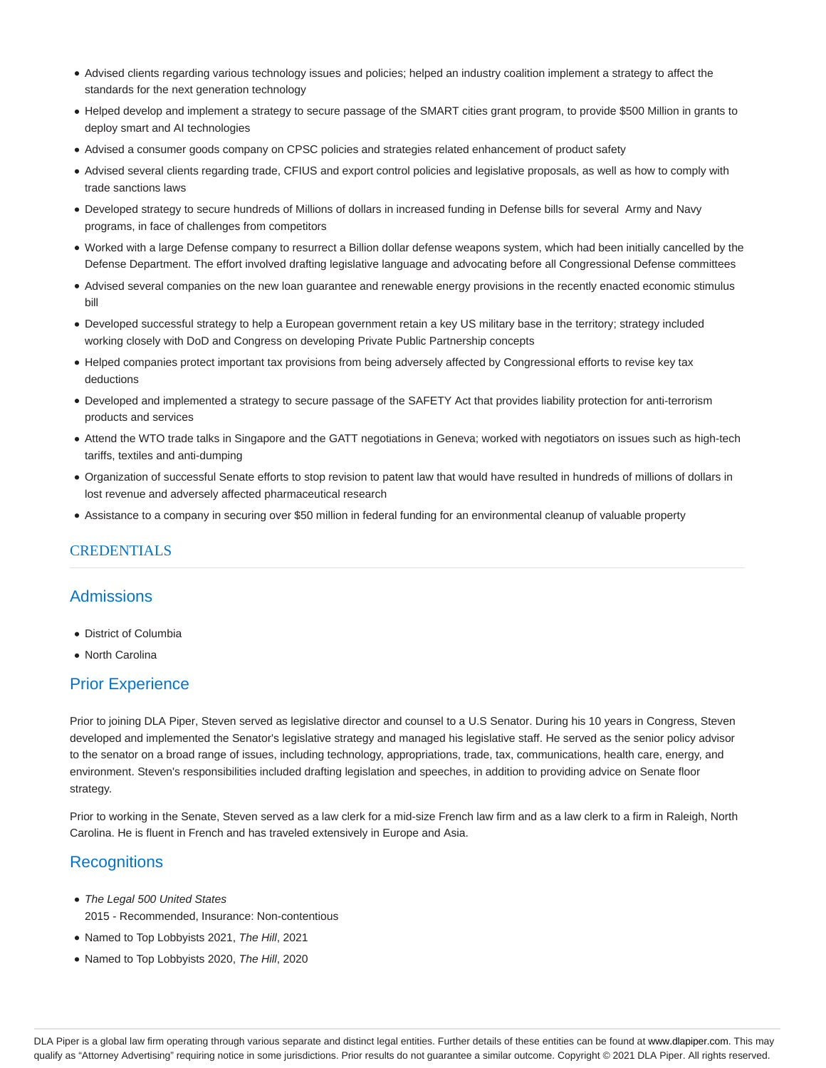- Advised clients regarding various technology issues and policies; helped an industry coalition implement a strategy to affect the standards for the next generation technology
- Helped develop and implement a strategy to secure passage of the SMART cities grant program, to provide $500 Million in grants to deploy smart and AI technologies
- Advised a consumer goods company on CPSC policies and strategies related enhancement of product safety
- Advised several clients regarding trade, CFIUS and export control policies and legislative proposals, as well as how to comply with trade sanctions laws
- Developed strategy to secure hundreds of Millions of dollars in increased funding in Defense bills for several Army and Navy programs, in face of challenges from competitors
- Worked with a large Defense company to resurrect a Billion dollar defense weapons system, which had been initially cancelled by the Defense Department. The effort involved drafting legislative language and advocating before all Congressional Defense committees
- Advised several companies on the new loan guarantee and renewable energy provisions in the recently enacted economic stimulus bill
- Developed successful strategy to help a European government retain a key US military base in the territory; strategy included working closely with DoD and Congress on developing Private Public Partnership concepts
- Helped companies protect important tax provisions from being adversely affected by Congressional efforts to revise key tax deductions
- Developed and implemented a strategy to secure passage of the SAFETY Act that provides liability protection for anti-terrorism products and services
- Attend the WTO trade talks in Singapore and the GATT negotiations in Geneva; worked with negotiators on issues such as high-tech tariffs, textiles and anti-dumping
- Organization of successful Senate efforts to stop revision to patent law that would have resulted in hundreds of millions of dollars in lost revenue and adversely affected pharmaceutical research
- Assistance to a company in securing over $50 million in federal funding for an environmental cleanup of valuable property

## CREDENTIALS

### Admissions

- District of Columbia
- North Carolina

### Prior Experience

Prior to joining DLA Piper, Steven served as legislative director and counsel to a U.S Senator. During his 10 years in Congress, Steven developed and implemented the Senator's legislative strategy and managed his legislative staff. He served as the senior policy advisor to the senator on a broad range of issues, including technology, appropriations, trade, tax, communications, health care, energy, and environment. Steven's responsibilities included drafting legislation and speeches, in addition to providing advice on Senate floor strategy.

Prior to working in the Senate, Steven served as a law clerk for a mid-size French law firm and as a law clerk to a firm in Raleigh, North Carolina. He is fluent in French and has traveled extensively in Europe and Asia.

### Recognitions

- *The Legal 500 United States*
  2015 - Recommended, Insurance: Non-contentious
- Named to Top Lobbyists 2021, *The Hill*, 2021
- Named to Top Lobbyists 2020, *The Hill*, 2020

DLA Piper is a global law firm operating through various separate and distinct legal entities. Further details of these entities can be found at www.dlapiper.com. This may qualify as "Attorney Advertising" requiring notice in some jurisdictions. Prior results do not guarantee a similar outcome. Copyright © 2021 DLA Piper. All rights reserved.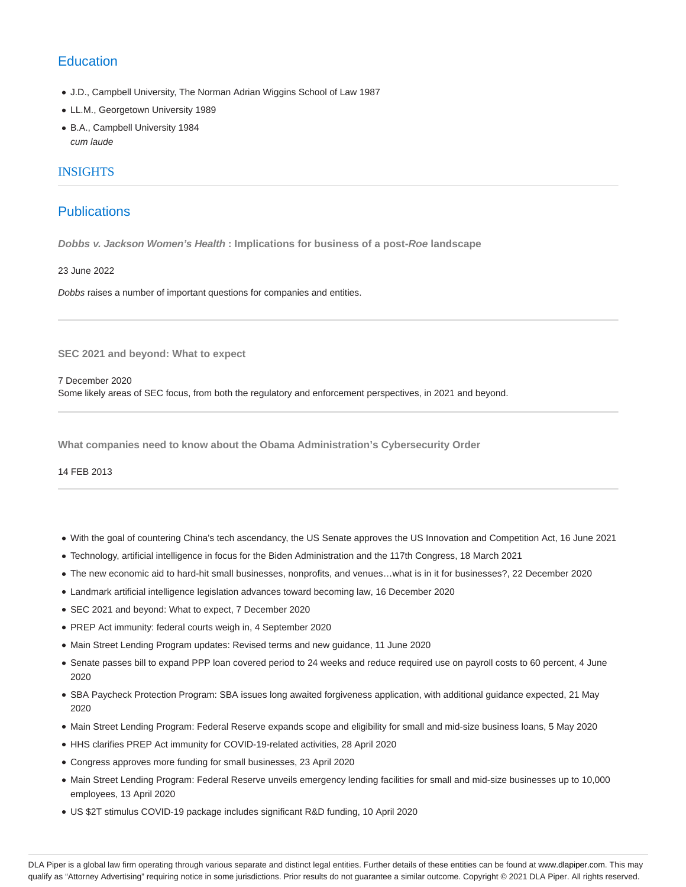## Education

- J.D., Campbell University, The Norman Adrian Wiggins School of Law 1987
- LL.M., Georgetown University 1989
- B.A., Campbell University 1984
  *cum laude*

## INSIGHTS

## Publications

**_Dobbs v. Jackson Women's Health_ : Implications for business of a post-_Roe_ landscape**

23 June 2022

*Dobbs* raises a number of important questions for companies and entities.

---

**SEC 2021 and beyond: What to expect**

7 December 2020
Some likely areas of SEC focus, from both the regulatory and enforcement perspectives, in 2021 and beyond.

---

**What companies need to know about the Obama Administration's Cybersecurity Order**

14 FEB 2013

---

- With the goal of countering China's tech ascendancy, the US Senate approves the US Innovation and Competition Act, 16 June 2021
- Technology, artificial intelligence in focus for the Biden Administration and the 117th Congress, 18 March 2021
- The new economic aid to hard-hit small businesses, nonprofits, and venues…what is in it for businesses?, 22 December 2020
- Landmark artificial intelligence legislation advances toward becoming law, 16 December 2020
- SEC 2021 and beyond: What to expect, 7 December 2020
- PREP Act immunity: federal courts weigh in, 4 September 2020
- Main Street Lending Program updates: Revised terms and new guidance, 11 June 2020
- Senate passes bill to expand PPP loan covered period to 24 weeks and reduce required use on payroll costs to 60 percent, 4 June 2020
- SBA Paycheck Protection Program: SBA issues long awaited forgiveness application, with additional guidance expected, 21 May 2020
- Main Street Lending Program: Federal Reserve expands scope and eligibility for small and mid-size business loans, 5 May 2020
- HHS clarifies PREP Act immunity for COVID-19-related activities, 28 April 2020
- Congress approves more funding for small businesses, 23 April 2020
- Main Street Lending Program: Federal Reserve unveils emergency lending facilities for small and mid-size businesses up to 10,000 employees, 13 April 2020
- US $2T stimulus COVID-19 package includes significant R&D funding, 10 April 2020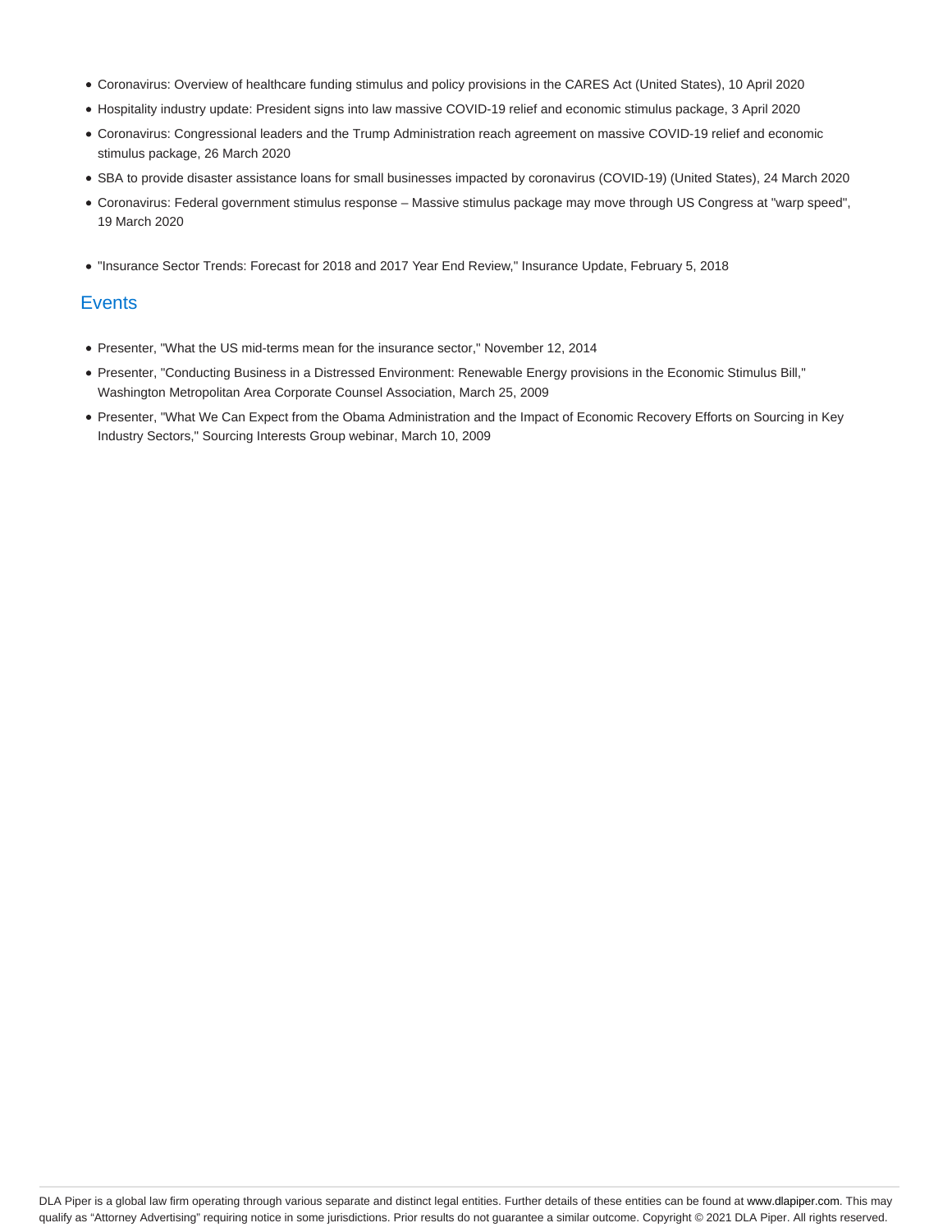- Coronavirus: Overview of healthcare funding stimulus and policy provisions in the CARES Act (United States), 10 April 2020
- Hospitality industry update: President signs into law massive COVID-19 relief and economic stimulus package, 3 April 2020
- Coronavirus: Congressional leaders and the Trump Administration reach agreement on massive COVID-19 relief and economic stimulus package, 26 March 2020
- SBA to provide disaster assistance loans for small businesses impacted by coronavirus (COVID-19) (United States), 24 March 2020
- Coronavirus: Federal government stimulus response – Massive stimulus package may move through US Congress at "warp speed", 19 March 2020

- "Insurance Sector Trends: Forecast for 2018 and 2017 Year End Review," Insurance Update, February 5, 2018

## Events

- Presenter, "What the US mid-terms mean for the insurance sector," November 12, 2014
- Presenter, "Conducting Business in a Distressed Environment: Renewable Energy provisions in the Economic Stimulus Bill," Washington Metropolitan Area Corporate Counsel Association, March 25, 2009
- Presenter, "What We Can Expect from the Obama Administration and the Impact of Economic Recovery Efforts on Sourcing in Key Industry Sectors," Sourcing Interests Group webinar, March 10, 2009